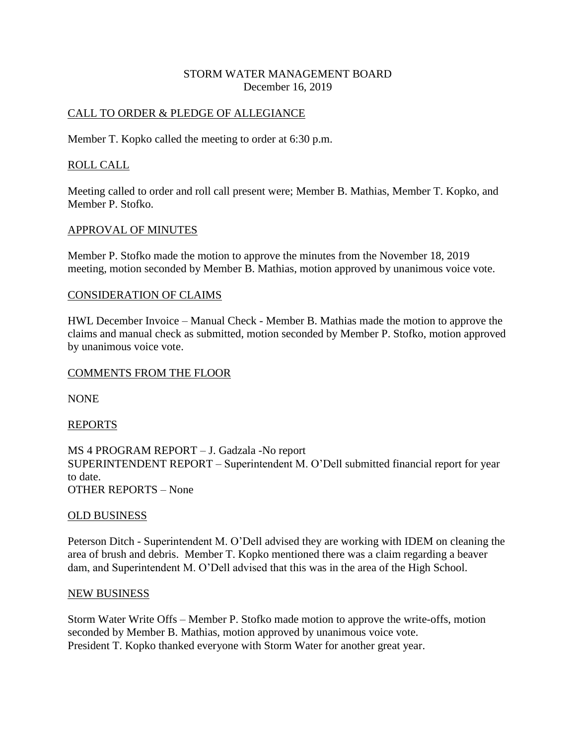# STORM WATER MANAGEMENT BOARD
December 16, 2019

## CALL TO ORDER & PLEDGE OF ALLEGIANCE

Member T. Kopko called the meeting to order at 6:30 p.m.

## ROLL CALL

Meeting called to order and roll call present were; Member B. Mathias, Member T. Kopko, and Member P. Stofko.

## APPROVAL OF MINUTES

Member P. Stofko made the motion to approve the minutes from the November 18, 2019 meeting, motion seconded by Member B. Mathias, motion approved by unanimous voice vote.

## CONSIDERATION OF CLAIMS

HWL December Invoice – Manual Check - Member B. Mathias made the motion to approve the claims and manual check as submitted, motion seconded by Member P. Stofko, motion approved by unanimous voice vote.

## COMMENTS FROM THE FLOOR

NONE

## REPORTS

MS 4 PROGRAM REPORT – J. Gadzala -No report
SUPERINTENDENT REPORT – Superintendent M. O'Dell submitted financial report for year to date.
OTHER REPORTS – None

## OLD BUSINESS

Peterson Ditch - Superintendent M. O'Dell advised they are working with IDEM on cleaning the area of brush and debris. Member T. Kopko mentioned there was a claim regarding a beaver dam, and Superintendent M. O'Dell advised that this was in the area of the High School.

## NEW BUSINESS

Storm Water Write Offs – Member P. Stofko made motion to approve the write-offs, motion seconded by Member B. Mathias, motion approved by unanimous voice vote.
President T. Kopko thanked everyone with Storm Water for another great year.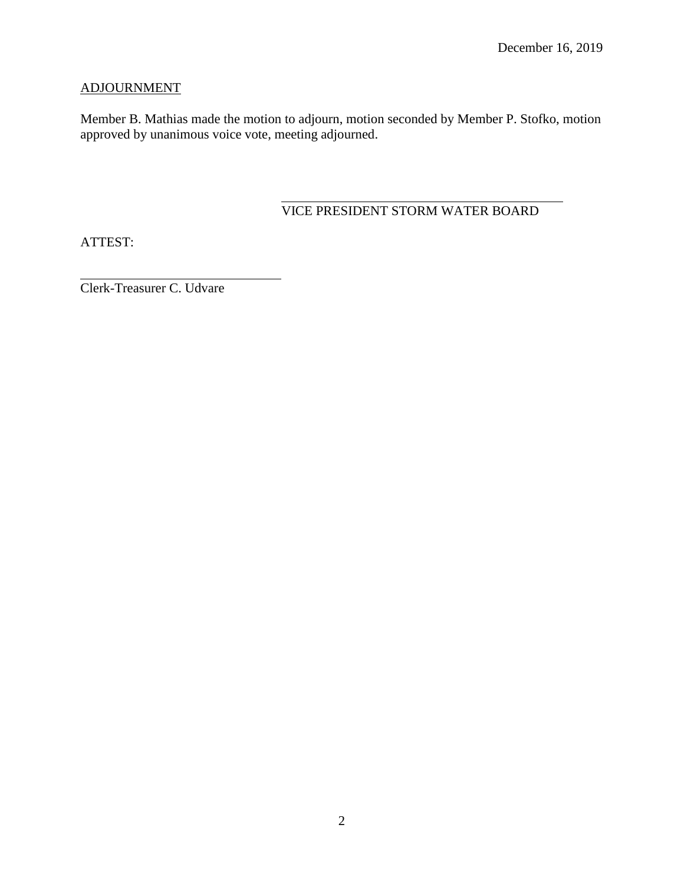December 16, 2019

ADJOURNMENT

Member B. Mathias made the motion to adjourn, motion seconded by Member P. Stofko, motion approved by unanimous voice vote, meeting adjourned.

VICE PRESIDENT STORM WATER BOARD

ATTEST:

Clerk-Treasurer C. Udvare